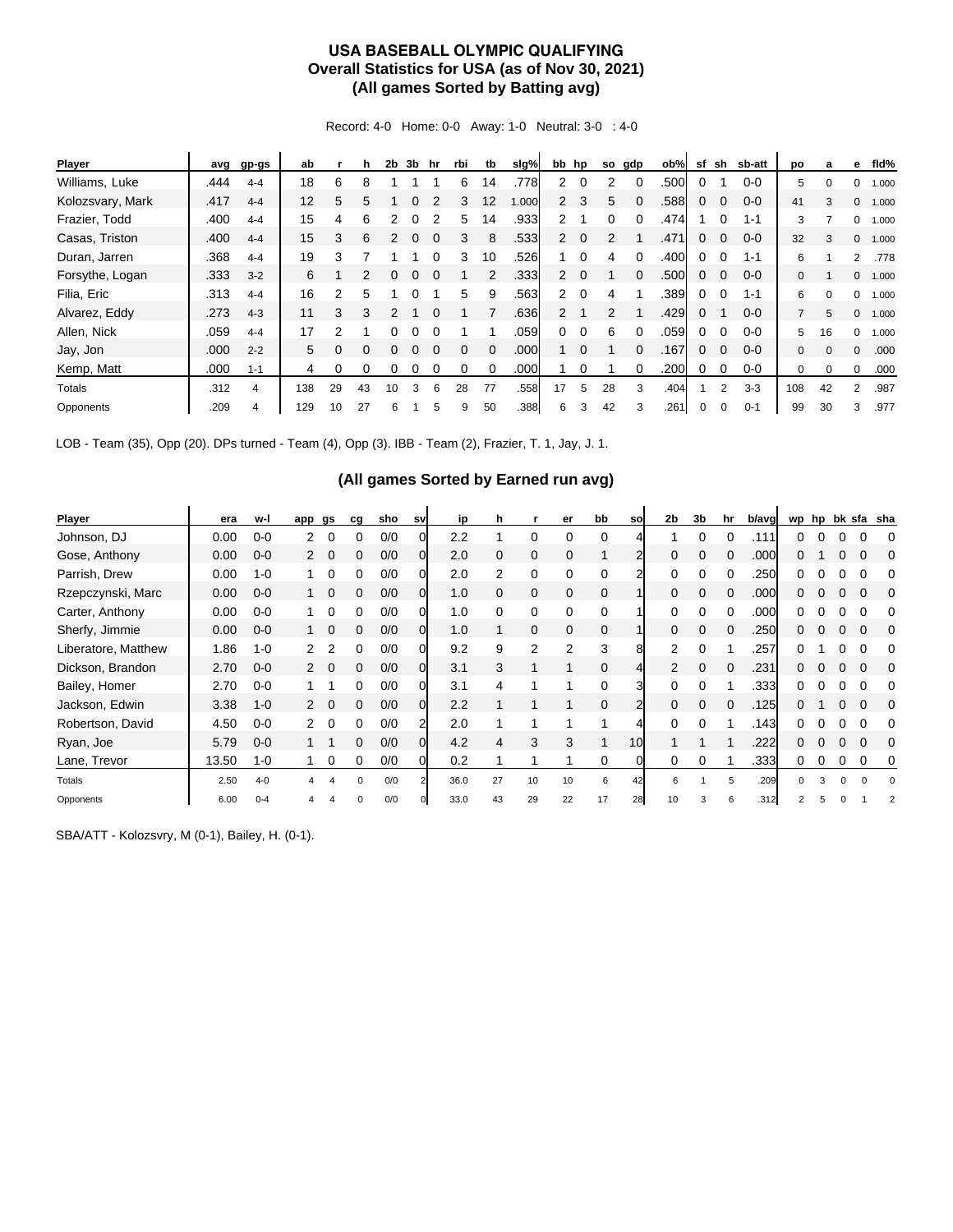# USA BASEBALL OLYMPIC QUALIFYING
## Overall Statistics for USA (as of Nov 30, 2021)
## (All games Sorted by Batting avg)

Record: 4-0 Home: 0-0 Away: 1-0 Neutral: 3-0 : 4-0

| Player | avg | gp-gs | ab | r | h | 2b | 3b | hr | rbi | tb | slg% | bb | hp | so | gdp | ob% | sf | sh | sb-att | po | a | e | fld% |
|---|---|---|---|---|---|---|---|---|---|---|---|---|---|---|---|---|---|---|---|---|---|---|---|
| Williams, Luke | .444 | 4-4 | 18 | 6 | 8 | 1 | 1 | 1 | 6 | 14 | .778 | 2 | 0 | 2 | 0 | .500 | 0 | 1 | 0-0 | 5 | 0 | 0 | 1.000 |
| Kolozsvary, Mark | .417 | 4-4 | 12 | 5 | 5 | 1 | 0 | 2 | 3 | 12 | 1.000 | 2 | 3 | 5 | 0 | .588 | 0 | 0 | 0-0 | 41 | 3 | 0 | 1.000 |
| Frazier, Todd | .400 | 4-4 | 15 | 4 | 6 | 2 | 0 | 2 | 5 | 14 | .933 | 2 | 1 | 0 | 0 | .474 | 1 | 0 | 1-1 | 3 | 7 | 0 | 1.000 |
| Casas, Triston | .400 | 4-4 | 15 | 3 | 6 | 2 | 0 | 0 | 3 | 8 | .533 | 2 | 0 | 2 | 1 | .471 | 0 | 0 | 0-0 | 32 | 3 | 0 | 1.000 |
| Duran, Jarren | .368 | 4-4 | 19 | 3 | 7 | 1 | 1 | 0 | 3 | 10 | .526 | 1 | 0 | 4 | 0 | .400 | 0 | 0 | 1-1 | 6 | 1 | 2 | .778 |
| Forsythe, Logan | .333 | 3-2 | 6 | 1 | 2 | 0 | 0 | 0 | 1 | 2 | .333 | 2 | 0 | 1 | 0 | .500 | 0 | 0 | 0-0 | 0 | 1 | 0 | 1.000 |
| Filia, Eric | .313 | 4-4 | 16 | 2 | 5 | 1 | 0 | 1 | 5 | 9 | .563 | 2 | 0 | 4 | 1 | .389 | 0 | 0 | 1-1 | 6 | 0 | 0 | 1.000 |
| Alvarez, Eddy | .273 | 4-3 | 11 | 3 | 3 | 2 | 1 | 0 | 1 | 7 | .636 | 2 | 1 | 2 | 1 | .429 | 0 | 1 | 0-0 | 7 | 5 | 0 | 1.000 |
| Allen, Nick | .059 | 4-4 | 17 | 2 | 1 | 0 | 0 | 0 | 1 | 1 | .059 | 0 | 0 | 6 | 0 | .059 | 0 | 0 | 0-0 | 5 | 16 | 0 | 1.000 |
| Jay, Jon | .000 | 2-2 | 5 | 0 | 0 | 0 | 0 | 0 | 0 | 0 | .000 | 1 | 0 | 1 | 0 | .167 | 0 | 0 | 0-0 | 0 | 0 | 0 | .000 |
| Kemp, Matt | .000 | 1-1 | 4 | 0 | 0 | 0 | 0 | 0 | 0 | 0 | .000 | 1 | 0 | 1 | 0 | .200 | 0 | 0 | 0-0 | 0 | 0 | 0 | .000 |
| Totals | .312 | 4 | 138 | 29 | 43 | 10 | 3 | 6 | 28 | 77 | .558 | 17 | 5 | 28 | 3 | .404 | 1 | 2 | 3-3 | 108 | 42 | 2 | .987 |
| Opponents | .209 | 4 | 129 | 10 | 27 | 6 | 1 | 5 | 9 | 50 | .388 | 6 | 3 | 42 | 3 | .261 | 0 | 0 | 0-1 | 99 | 30 | 3 | .977 |

LOB - Team (35), Opp (20). DPs turned - Team (4), Opp (3). IBB - Team (2), Frazier, T. 1, Jay, J. 1.

## (All games Sorted by Earned run avg)

| Player | era | w-l | app | gs | cg | sho | sv | ip | h | r | er | bb | so | 2b | 3b | hr | b/avg | wp | hp | bk | sfa | sha |
|---|---|---|---|---|---|---|---|---|---|---|---|---|---|---|---|---|---|---|---|---|---|---|
| Johnson, DJ | 0.00 | 0-0 | 2 | 0 | 0 | 0/0 | 0 | 2.2 | 1 | 0 | 0 | 0 | 4 | 1 | 0 | 0 | .111 | 0 | 0 | 0 | 0 | 0 |
| Gose, Anthony | 0.00 | 0-0 | 2 | 0 | 0 | 0/0 | 0 | 2.0 | 0 | 0 | 0 | 1 | 2 | 0 | 0 | 0 | .000 | 0 | 1 | 0 | 0 | 0 |
| Parrish, Drew | 0.00 | 1-0 | 1 | 0 | 0 | 0/0 | 0 | 2.0 | 2 | 0 | 0 | 0 | 2 | 0 | 0 | 0 | .250 | 0 | 0 | 0 | 0 | 0 |
| Rzepczynski, Marc | 0.00 | 0-0 | 1 | 0 | 0 | 0/0 | 0 | 1.0 | 0 | 0 | 0 | 0 | 1 | 0 | 0 | 0 | .000 | 0 | 0 | 0 | 0 | 0 |
| Carter, Anthony | 0.00 | 0-0 | 1 | 0 | 0 | 0/0 | 0 | 1.0 | 0 | 0 | 0 | 0 | 1 | 0 | 0 | 0 | .000 | 0 | 0 | 0 | 0 | 0 |
| Sherfy, Jimmie | 0.00 | 0-0 | 1 | 0 | 0 | 0/0 | 0 | 1.0 | 1 | 0 | 0 | 0 | 1 | 0 | 0 | 0 | .250 | 0 | 0 | 0 | 0 | 0 |
| Liberatore, Matthew | 1.86 | 1-0 | 2 | 2 | 0 | 0/0 | 0 | 9.2 | 9 | 2 | 2 | 3 | 8 | 2 | 0 | 1 | .257 | 0 | 1 | 0 | 0 | 0 |
| Dickson, Brandon | 2.70 | 0-0 | 2 | 0 | 0 | 0/0 | 0 | 3.1 | 3 | 1 | 1 | 0 | 4 | 2 | 0 | 0 | .231 | 0 | 0 | 0 | 0 | 0 |
| Bailey, Homer | 2.70 | 0-0 | 1 | 1 | 0 | 0/0 | 0 | 3.1 | 4 | 1 | 1 | 0 | 3 | 0 | 0 | 1 | .333 | 0 | 0 | 0 | 0 | 0 |
| Jackson, Edwin | 3.38 | 1-0 | 2 | 0 | 0 | 0/0 | 0 | 2.2 | 1 | 1 | 1 | 0 | 2 | 0 | 0 | 0 | .125 | 0 | 1 | 0 | 0 | 0 |
| Robertson, David | 4.50 | 0-0 | 2 | 0 | 0 | 0/0 | 2 | 2.0 | 1 | 1 | 1 | 1 | 4 | 0 | 0 | 1 | .143 | 0 | 0 | 0 | 0 | 0 |
| Ryan, Joe | 5.79 | 0-0 | 1 | 1 | 0 | 0/0 | 0 | 4.2 | 4 | 3 | 3 | 1 | 10 | 1 | 1 | 1 | .222 | 0 | 0 | 0 | 0 | 0 |
| Lane, Trevor | 13.50 | 1-0 | 1 | 0 | 0 | 0/0 | 0 | 0.2 | 1 | 1 | 1 | 0 | 0 | 0 | 0 | 1 | .333 | 0 | 0 | 0 | 0 | 0 |
| Totals | 2.50 | 4-0 | 4 | 4 | 0 | 0/0 | 2 | 36.0 | 27 | 10 | 10 | 6 | 42 | 6 | 1 | 5 | .209 | 0 | 3 | 0 | 0 | 0 |
| Opponents | 6.00 | 0-4 | 4 | 4 | 0 | 0/0 | 0 | 33.0 | 43 | 29 | 22 | 17 | 28 | 10 | 3 | 6 | .312 | 2 | 5 | 0 | 1 | 2 |

SBA/ATT - Kolozsvry, M (0-1), Bailey, H. (0-1).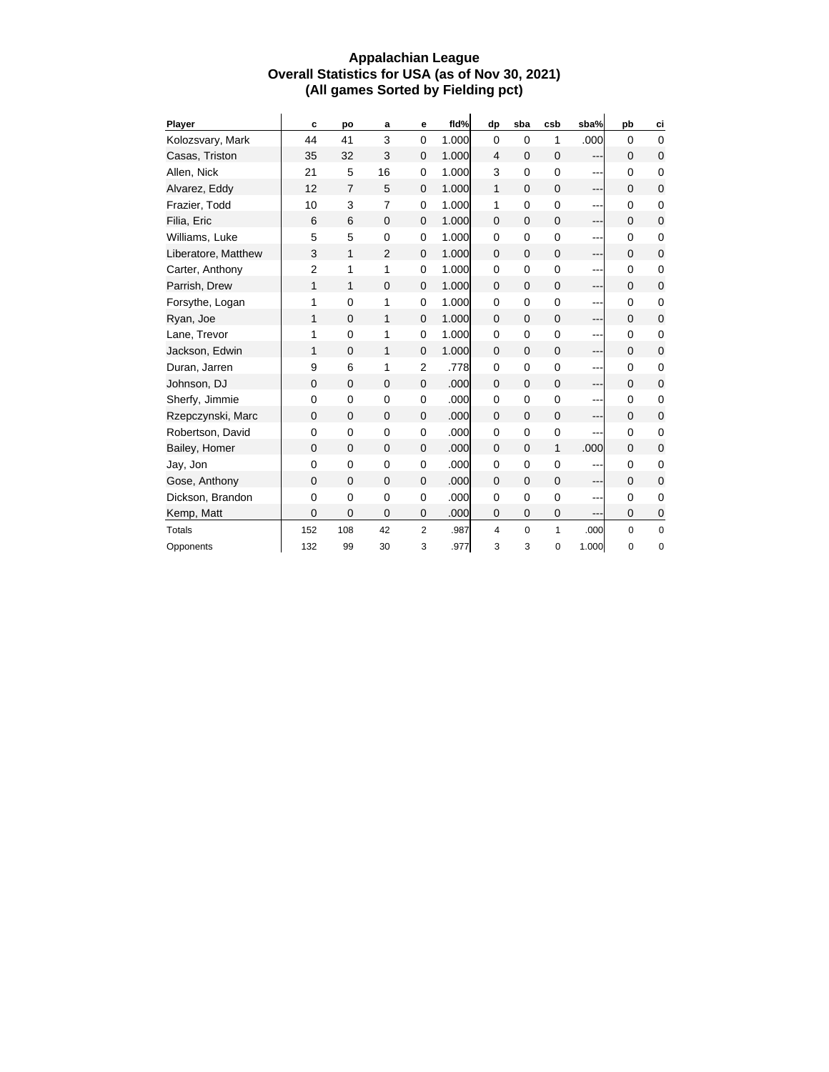# Appalachian League
## Overall Statistics for USA (as of Nov 30, 2021)
## (All games Sorted by Fielding pct)

| Player | c | po | a | e | fld% | dp | sba | csb | sba% | pb | ci |
|---|---|---|---|---|---|---|---|---|---|---|---|
| Kolozsvary, Mark | 44 | 41 | 3 | 0 | 1.000 | 0 | 0 | 1 | .000 | 0 | 0 |
| Casas, Triston | 35 | 32 | 3 | 0 | 1.000 | 4 | 0 | 0 | --- | 0 | 0 |
| Allen, Nick | 21 | 5 | 16 | 0 | 1.000 | 3 | 0 | 0 | --- | 0 | 0 |
| Alvarez, Eddy | 12 | 7 | 5 | 0 | 1.000 | 1 | 0 | 0 | --- | 0 | 0 |
| Frazier, Todd | 10 | 3 | 7 | 0 | 1.000 | 1 | 0 | 0 | --- | 0 | 0 |
| Filia, Eric | 6 | 6 | 0 | 0 | 1.000 | 0 | 0 | 0 | --- | 0 | 0 |
| Williams, Luke | 5 | 5 | 0 | 0 | 1.000 | 0 | 0 | 0 | --- | 0 | 0 |
| Liberatore, Matthew | 3 | 1 | 2 | 0 | 1.000 | 0 | 0 | 0 | --- | 0 | 0 |
| Carter, Anthony | 2 | 1 | 1 | 0 | 1.000 | 0 | 0 | 0 | --- | 0 | 0 |
| Parrish, Drew | 1 | 1 | 0 | 0 | 1.000 | 0 | 0 | 0 | --- | 0 | 0 |
| Forsythe, Logan | 1 | 0 | 1 | 0 | 1.000 | 0 | 0 | 0 | --- | 0 | 0 |
| Ryan, Joe | 1 | 0 | 1 | 0 | 1.000 | 0 | 0 | 0 | --- | 0 | 0 |
| Lane, Trevor | 1 | 0 | 1 | 0 | 1.000 | 0 | 0 | 0 | --- | 0 | 0 |
| Jackson, Edwin | 1 | 0 | 1 | 0 | 1.000 | 0 | 0 | 0 | --- | 0 | 0 |
| Duran, Jarren | 9 | 6 | 1 | 2 | .778 | 0 | 0 | 0 | --- | 0 | 0 |
| Johnson, DJ | 0 | 0 | 0 | 0 | .000 | 0 | 0 | 0 | --- | 0 | 0 |
| Sherfy, Jimmie | 0 | 0 | 0 | 0 | .000 | 0 | 0 | 0 | --- | 0 | 0 |
| Rzepczynski, Marc | 0 | 0 | 0 | 0 | .000 | 0 | 0 | 0 | --- | 0 | 0 |
| Robertson, David | 0 | 0 | 0 | 0 | .000 | 0 | 0 | 0 | --- | 0 | 0 |
| Bailey, Homer | 0 | 0 | 0 | 0 | .000 | 0 | 0 | 1 | .000 | 0 | 0 |
| Jay, Jon | 0 | 0 | 0 | 0 | .000 | 0 | 0 | 0 | --- | 0 | 0 |
| Gose, Anthony | 0 | 0 | 0 | 0 | .000 | 0 | 0 | 0 | --- | 0 | 0 |
| Dickson, Brandon | 0 | 0 | 0 | 0 | .000 | 0 | 0 | 0 | --- | 0 | 0 |
| Kemp, Matt | 0 | 0 | 0 | 0 | .000 | 0 | 0 | 0 | --- | 0 | 0 |
| Totals | 152 | 108 | 42 | 2 | .987 | 4 | 0 | 1 | .000 | 0 | 0 |
| Opponents | 132 | 99 | 30 | 3 | .977 | 3 | 3 | 0 | 1.000 | 0 | 0 |